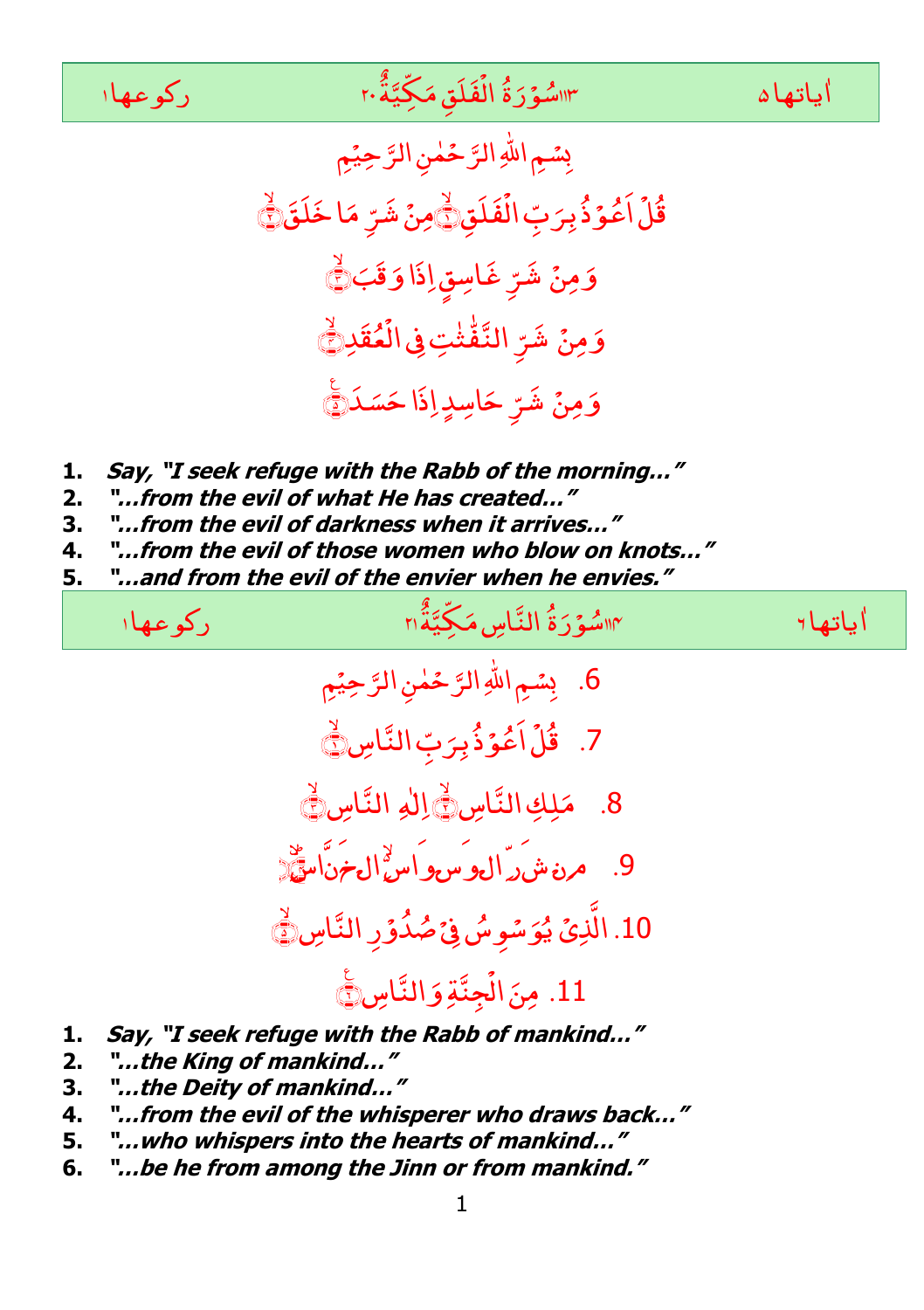| ركوعها ۱ | ۱۱۳ سُوْرَةُ الْفَلَقِ مَكِّيَّةٌ ۲۰ | اٰياتها ۵ |
| --- | --- | --- |

بِسْمِ اللّٰهِ الرَّحْمٰنِ الرَّحِيْمِ

قُلْ اَعُوْذُ بِرَبِّ الْفَلَقِ ۝۱ مِنْ شَرِّ مَا خَلَقَ ۝۲

وَمِنْ شَرِّ غَاسِقٍ اِذَا وَقَبَ ۝۳

وَمِنْ شَرِّ النَّفّٰثٰتِ فِی الْعُقَدِ ۝۴

وَمِنْ شَرِّ حَاسِدٍ اِذَا حَسَدَ ۝۵

1. ***Say, "I seek refuge with the Rabb of the morning..."***
2. ***"...from the evil of what He has created..."***
3. ***"...from the evil of darkness when it arrives..."***
4. ***"...from the evil of those women who blow on knots..."***
5. ***"...and from the evil of the envier when he envies."***

| ركوعها ۱ | ۱۱۴ سُوْرَةُ النَّاسِ مَكِّيَّةٌ ۲۱ | اٰياتها ۶ |
| --- | --- | --- |

6. بِسْمِ اللّٰهِ الرَّحْمٰنِ الرَّحِيْمِ
7. قُلْ اَعُوْذُ بِرَبِّ النَّاسِ ۝۱
8. مَلِكِ النَّاسِ ۝۲ اِلٰهِ النَّاسِ ۝۳
9. مِنْ شَرِّ الْوَسْوَاسِ ۝ الْخَنَّاسِ ۝۴
10. الَّذِیْ يُوَسْوِسُ فِیْ صُدُوْرِ النَّاسِ ۝۵
11. مِنَ الْجِنَّةِ وَالنَّاسِ ۝۶

1. ***Say, "I seek refuge with the Rabb of mankind..."***
2. ***"...the King of mankind..."***
3. ***"...the Deity of mankind..."***
4. ***"...from the evil of the whisperer who draws back..."***
5. ***"...who whispers into the hearts of mankind..."***
6. ***"...be he from among the Jinn or from mankind."***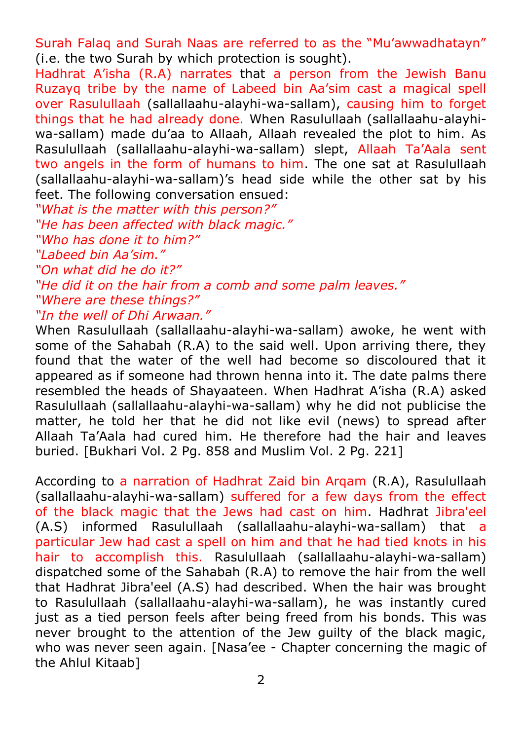Surah Falaq and Surah Naas are referred to as the "Mu'awwadhatayn" (i.e. the two Surah by which protection is sought).

Hadhrat A'isha (R.A) narrates that a person from the Jewish Banu Ruzayq tribe by the name of Labeed bin Aa'sim cast a magical spell over Rasulullaah (sallallaahu-alayhi-wa-sallam), causing him to forget things that he had already done. When Rasulullaah (sallallaahu-alayhi-wa-sallam) made du'aa to Allaah, Allaah revealed the plot to him. As Rasulullaah (sallallaahu-alayhi-wa-sallam) slept, Allaah Ta'Aala sent two angels in the form of humans to him. The one sat at Rasulullaah (sallallaahu-alayhi-wa-sallam)'s head side while the other sat by his feet. The following conversation ensued:

*"What is the matter with this person?"*
*"He has been affected with black magic."*
*"Who has done it to him?"*
*"Labeed bin Aa'sim."*
*"On what did he do it?"*
*"He did it on the hair from a comb and some palm leaves."*
*"Where are these things?"*
*"In the well of Dhi Arwaan."*

When Rasulullaah (sallallaahu-alayhi-wa-sallam) awoke, he went with some of the Sahabah (R.A) to the said well. Upon arriving there, they found that the water of the well had become so discoloured that it appeared as if someone had thrown henna into it. The date palms there resembled the heads of Shayaateen. When Hadhrat A'isha (R.A) asked Rasulullaah (sallallaahu-alayhi-wa-sallam) why he did not publicise the matter, he told her that he did not like evil (news) to spread after Allaah Ta'Aala had cured him. He therefore had the hair and leaves buried. [Bukhari Vol. 2 Pg. 858 and Muslim Vol. 2 Pg. 221]

According to a narration of Hadhrat Zaid bin Arqam (R.A), Rasulullaah (sallallaahu-alayhi-wa-sallam) suffered for a few days from the effect of the black magic that the Jews had cast on him. Hadhrat Jibra'eel (A.S) informed Rasulullaah (sallallaahu-alayhi-wa-sallam) that a particular Jew had cast a spell on him and that he had tied knots in his hair to accomplish this. Rasulullaah (sallallaahu-alayhi-wa-sallam) dispatched some of the Sahabah (R.A) to remove the hair from the well that Hadhrat Jibra'eel (A.S) had described. When the hair was brought to Rasulullaah (sallallaahu-alayhi-wa-sallam), he was instantly cured just as a tied person feels after being freed from his bonds. This was never brought to the attention of the Jew guilty of the black magic, who was never seen again. [Nasa'ee - Chapter concerning the magic of the Ahlul Kitaab]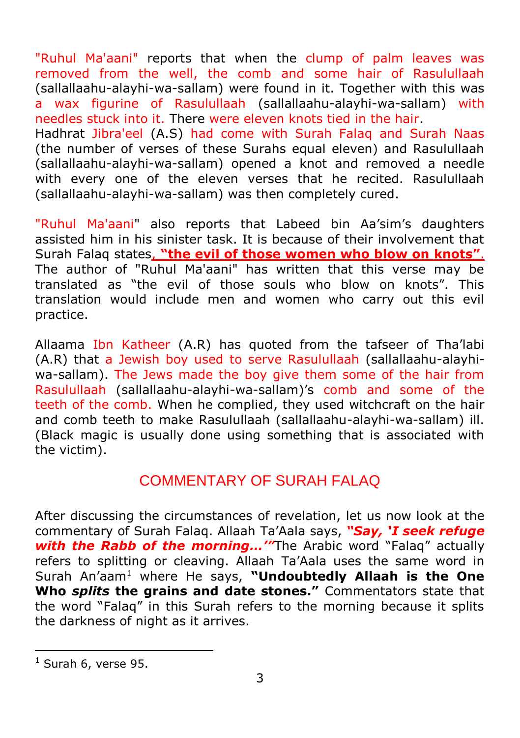"Ruhul Ma'aani" reports that when the clump of palm leaves was removed from the well, the comb and some hair of Rasulullaah (sallallaahu-alayhi-wa-sallam) were found in it. Together with this was a wax figurine of Rasulullaah (sallallaahu-alayhi-wa-sallam) with needles stuck into it. There were eleven knots tied in the hair.
Hadhrat Jibra'eel (A.S) had come with Surah Falaq and Surah Naas (the number of verses of these Surahs equal eleven) and Rasulullaah (sallallaahu-alayhi-wa-sallam) opened a knot and removed a needle with every one of the eleven verses that he recited. Rasulullaah (sallallaahu-alayhi-wa-sallam) was then completely cured.

"Ruhul Ma'aani" also reports that Labeed bin Aa'sim's daughters assisted him in his sinister task. It is because of their involvement that Surah Falaq states, **"the evil of those women who blow on knots"**. The author of "Ruhul Ma'aani" has written that this verse may be translated as "the evil of those souls who blow on knots". This translation would include men and women who carry out this evil practice.

Allaama Ibn Katheer (A.R) has quoted from the tafseer of Tha'labi (A.R) that a Jewish boy used to serve Rasulullaah (sallallaahu-alayhi-wa-sallam). The Jews made the boy give them some of the hair from Rasulullaah (sallallaahu-alayhi-wa-sallam)'s comb and some of the teeth of the comb. When he complied, they used witchcraft on the hair and comb teeth to make Rasulullaah (sallallaahu-alayhi-wa-sallam) ill. (Black magic is usually done using something that is associated with the victim).

## COMMENTARY OF SURAH FALAQ

After discussing the circumstances of revelation, let us now look at the commentary of Surah Falaq. Allaah Ta'Aala says, ***"Say, 'I seek refuge with the Rabb of the morning…'"*** The Arabic word "Falaq" actually refers to splitting or cleaving. Allaah Ta'Aala uses the same word in Surah An'aam[1] where He says, **"Undoubtedly Allaah is the One Who *splits* the grains and date stones."** Commentators state that the word "Falaq" in this Surah refers to the morning because it splits the darkness of night as it arrives.

[1] Surah 6, verse 95.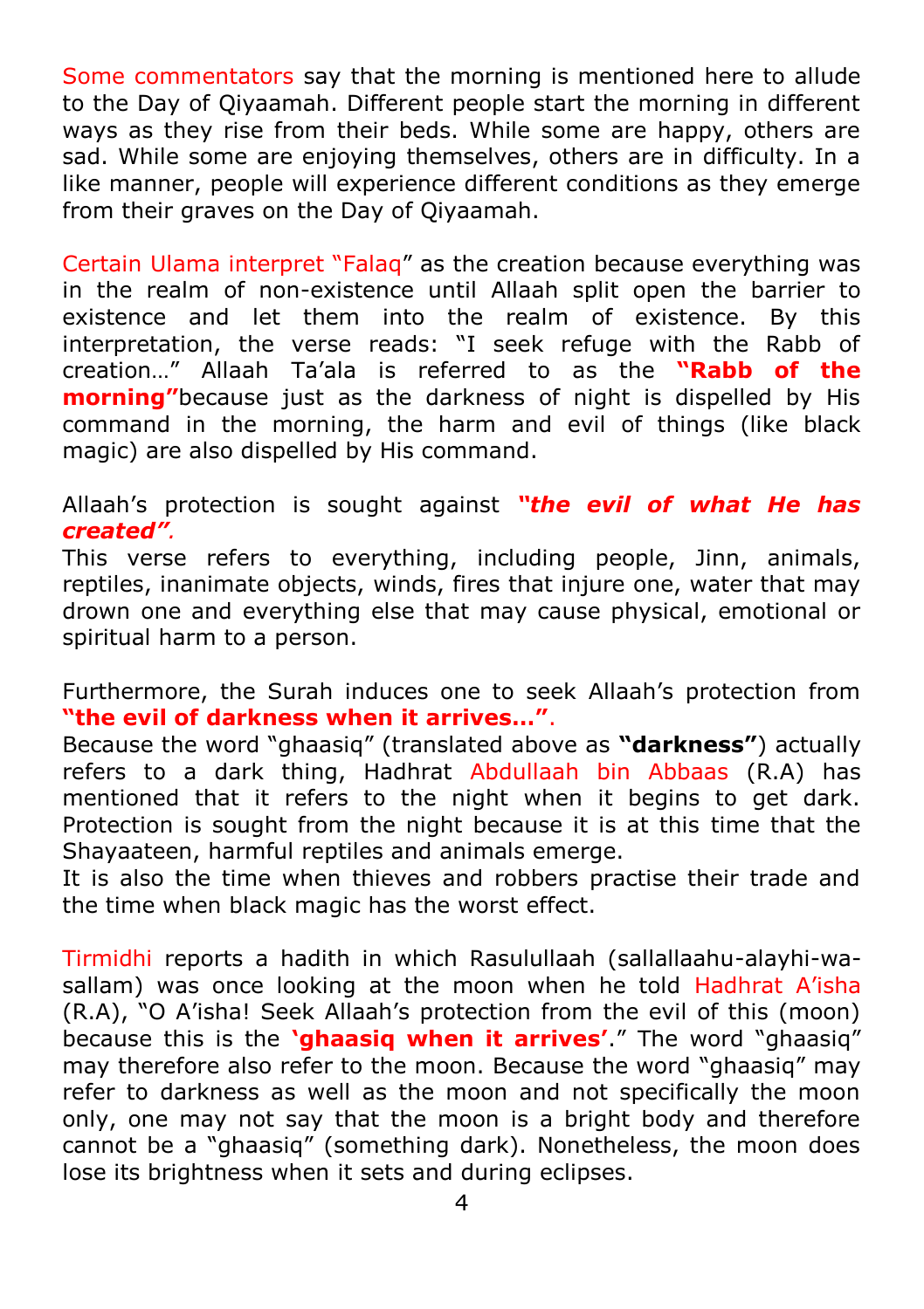Some commentators say that the morning is mentioned here to allude to the Day of Qiyaamah. Different people start the morning in different ways as they rise from their beds. While some are happy, others are sad. While some are enjoying themselves, others are in difficulty. In a like manner, people will experience different conditions as they emerge from their graves on the Day of Qiyaamah.

Certain Ulama interpret "Falaq" as the creation because everything was in the realm of non-existence until Allaah split open the barrier to existence and let them into the realm of existence. By this interpretation, the verse reads: "I seek refuge with the Rabb of creation…" Allaah Ta'ala is referred to as the **"Rabb of the morning"**because just as the darkness of night is dispelled by His command in the morning, the harm and evil of things (like black magic) are also dispelled by His command.

Allaah's protection is sought against ***"the evil of what He has created"***.
This verse refers to everything, including people, Jinn, animals, reptiles, inanimate objects, winds, fires that injure one, water that may drown one and everything else that may cause physical, emotional or spiritual harm to a person.

Furthermore, the Surah induces one to seek Allaah's protection from **"the evil of darkness when it arrives…"**.
Because the word "ghaasiq" (translated above as **"darkness"**) actually refers to a dark thing, Hadhrat Abdullaah bin Abbaas (R.A) has mentioned that it refers to the night when it begins to get dark. Protection is sought from the night because it is at this time that the Shayaateen, harmful reptiles and animals emerge.
It is also the time when thieves and robbers practise their trade and the time when black magic has the worst effect.

Tirmidhi reports a hadith in which Rasulullaah (sallallaahu-alayhi-wa-sallam) was once looking at the moon when he told Hadhrat A'isha (R.A), "O A'isha! Seek Allaah's protection from the evil of this (moon) because this is the **'ghaasiq when it arrives'**." The word "ghaasiq" may therefore also refer to the moon. Because the word "ghaasiq" may refer to darkness as well as the moon and not specifically the moon only, one may not say that the moon is a bright body and therefore cannot be a "ghaasiq" (something dark). Nonetheless, the moon does lose its brightness when it sets and during eclipses.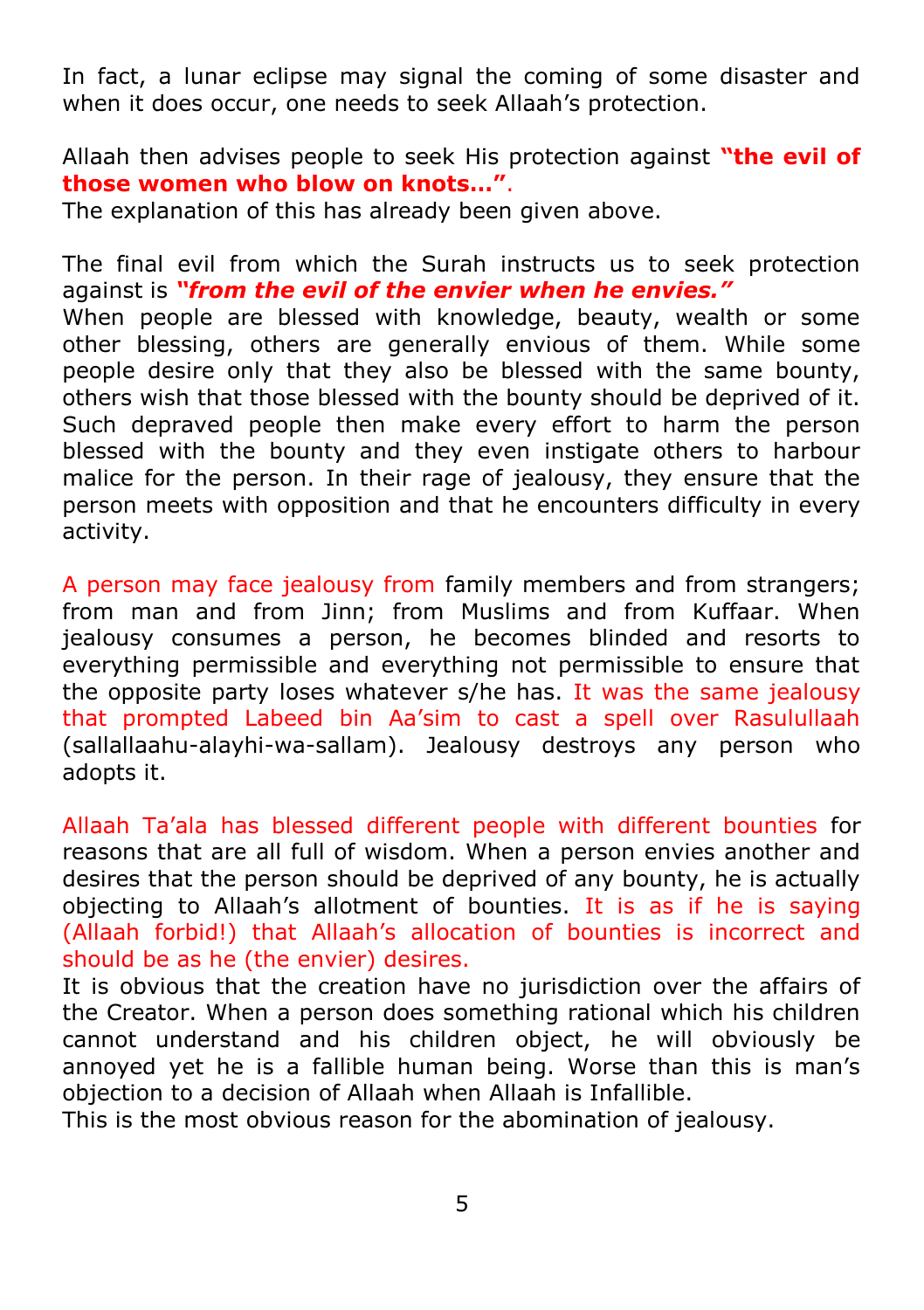In fact, a lunar eclipse may signal the coming of some disaster and when it does occur, one needs to seek Allaah's protection.

Allaah then advises people to seek His protection against **"the evil of those women who blow on knots…"**.
The explanation of this has already been given above.

The final evil from which the Surah instructs us to seek protection against is ***"from the evil of the envier when he envies."***
When people are blessed with knowledge, beauty, wealth or some other blessing, others are generally envious of them. While some people desire only that they also be blessed with the same bounty, others wish that those blessed with the bounty should be deprived of it. Such depraved people then make every effort to harm the person blessed with the bounty and they even instigate others to harbour malice for the person. In their rage of jealousy, they ensure that the person meets with opposition and that he encounters difficulty in every activity.

A person may face jealousy from family members and from strangers; from man and from Jinn; from Muslims and from Kuffaar. When jealousy consumes a person, he becomes blinded and resorts to everything permissible and everything not permissible to ensure that the opposite party loses whatever s/he has. It was the same jealousy that prompted Labeed bin Aa'sim to cast a spell over Rasulullaah (sallallaahu-alayhi-wa-sallam). Jealousy destroys any person who adopts it.

Allaah Ta'ala has blessed different people with different bounties for reasons that are all full of wisdom. When a person envies another and desires that the person should be deprived of any bounty, he is actually objecting to Allaah's allotment of bounties. It is as if he is saying (Allaah forbid!) that Allaah's allocation of bounties is incorrect and should be as he (the envier) desires.
It is obvious that the creation have no jurisdiction over the affairs of the Creator. When a person does something rational which his children cannot understand and his children object, he will obviously be annoyed yet he is a fallible human being. Worse than this is man's objection to a decision of Allaah when Allaah is Infallible.
This is the most obvious reason for the abomination of jealousy.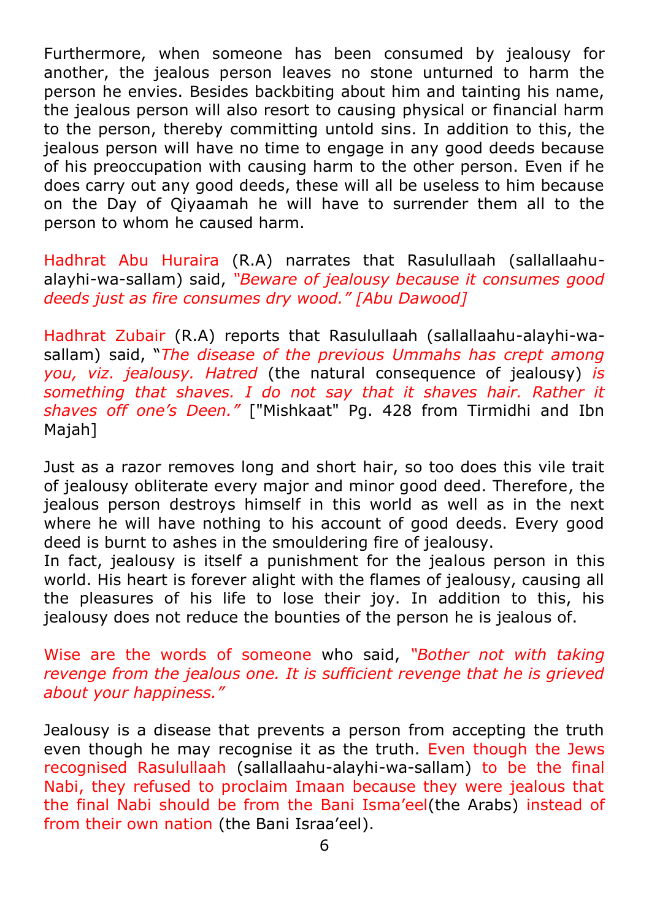Furthermore, when someone has been consumed by jealousy for another, the jealous person leaves no stone unturned to harm the person he envies. Besides backbiting about him and tainting his name, the jealous person will also resort to causing physical or financial harm to the person, thereby committing untold sins. In addition to this, the jealous person will have no time to engage in any good deeds because of his preoccupation with causing harm to the other person. Even if he does carry out any good deeds, these will all be useless to him because on the Day of Qiyaamah he will have to surrender them all to the person to whom he caused harm.

Hadhrat Abu Huraira (R.A) narrates that Rasulullaah (sallallaahu-alayhi-wa-sallam) said, *"Beware of jealousy because it consumes good deeds just as fire consumes dry wood." [Abu Dawood]*

Hadhrat Zubair (R.A) reports that Rasulullaah (sallallaahu-alayhi-wa-sallam) said, "*The disease of the previous Ummahs has crept among you, viz. jealousy. Hatred* (the natural consequence of jealousy) *is something that shaves. I do not say that it shaves hair. Rather it shaves off one's Deen."* ["Mishkaat" Pg. 428 from Tirmidhi and Ibn Majah]

Just as a razor removes long and short hair, so too does this vile trait of jealousy obliterate every major and minor good deed. Therefore, the jealous person destroys himself in this world as well as in the next where he will have nothing to his account of good deeds. Every good deed is burnt to ashes in the smouldering fire of jealousy.
In fact, jealousy is itself a punishment for the jealous person in this world. His heart is forever alight with the flames of jealousy, causing all the pleasures of his life to lose their joy. In addition to this, his jealousy does not reduce the bounties of the person he is jealous of.

Wise are the words of someone who said, *"Bother not with taking revenge from the jealous one. It is sufficient revenge that he is grieved about your happiness."*

Jealousy is a disease that prevents a person from accepting the truth even though he may recognise it as the truth. Even though the Jews recognised Rasulullaah (sallallaahu-alayhi-wa-sallam) to be the final Nabi, they refused to proclaim Imaan because they were jealous that the final Nabi should be from the Bani Isma'eel(the Arabs) instead of from their own nation (the Bani Israa'eel).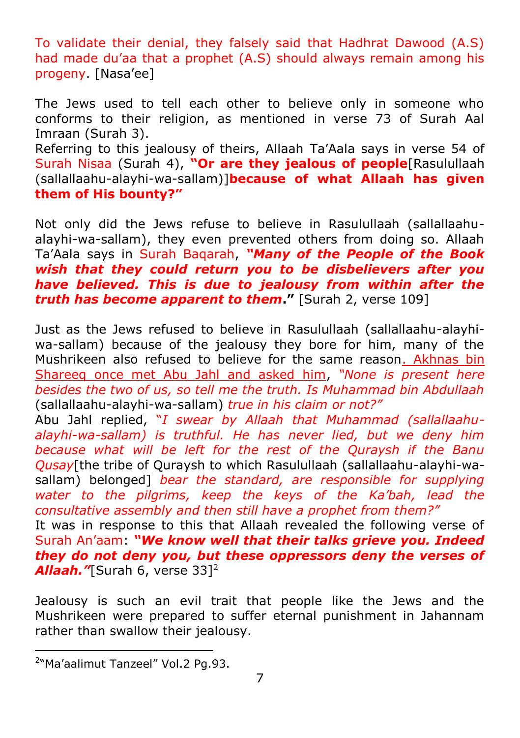To validate their denial, they falsely said that Hadhrat Dawood (A.S) had made du'aa that a prophet (A.S) should always remain among his progeny. [Nasa'ee]

The Jews used to tell each other to believe only in someone who conforms to their religion, as mentioned in verse 73 of Surah Aal Imraan (Surah 3).
Referring to this jealousy of theirs, Allaah Ta'Aala says in verse 54 of Surah Nisaa (Surah 4), **"Or are they jealous of people**[Rasulullaah (sallallaahu-alayhi-wa-sallam)]**because of what Allaah has given them of His bounty?"**

Not only did the Jews refuse to believe in Rasulullaah (sallallaahu-alayhi-wa-sallam), they even prevented others from doing so. Allaah Ta'Aala says in Surah Baqarah, ***"Many of the People of the Book wish that they could return you to be disbelievers after you have believed. This is due to jealousy from within after the truth has become apparent to them*."** [Surah 2, verse 109]

Just as the Jews refused to believe in Rasulullaah (sallallaahu-alayhi-wa-sallam) because of the jealousy they bore for him, many of the Mushrikeen also refused to believe for the same reason. Akhnas bin Shareeq once met Abu Jahl and asked him, *"None is present here besides the two of us, so tell me the truth. Is Muhammad bin Abdullaah* (sallallaahu-alayhi-wa-sallam) *true in his claim or not?"*
Abu Jahl replied, *"I swear by Allaah that Muhammad (sallallaahu-alayhi-wa-sallam) is truthful. He has never lied, but we deny him because what will be left for the rest of the Quraysh if the Banu Qusay*[the tribe of Quraysh to which Rasulullaah (sallallaahu-alayhi-wa-sallam) belonged] *bear the standard, are responsible for supplying water to the pilgrims, keep the keys of the Ka'bah, lead the consultative assembly and then still have a prophet from them?"*
It was in response to this that Allaah revealed the following verse of Surah An'aam: ***"We know well that their talks grieve you. Indeed they do not deny you, but these oppressors deny the verses of Allaah."***[Surah 6, verse 33][2]

Jealousy is such an evil trait that people like the Jews and the Mushrikeen were prepared to suffer eternal punishment in Jahannam rather than swallow their jealousy.

---

[2] "Ma'aalimut Tanzeel" Vol.2 Pg.93.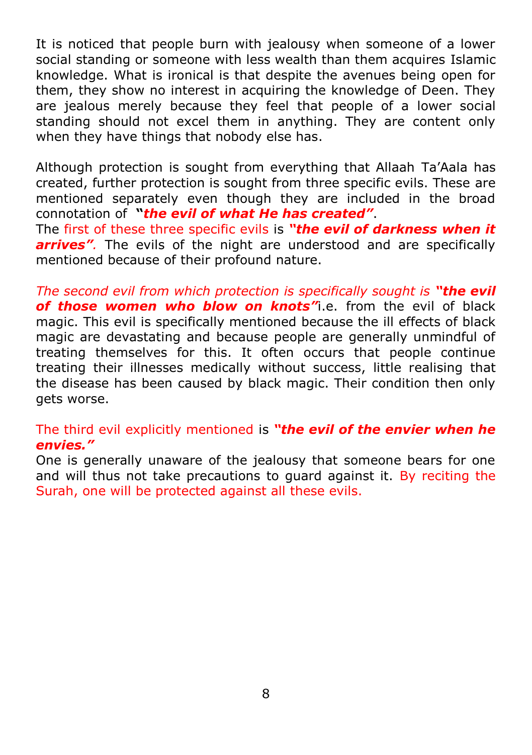It is noticed that people burn with jealousy when someone of a lower social standing or someone with less wealth than them acquires Islamic knowledge. What is ironical is that despite the avenues being open for them, they show no interest in acquiring the knowledge of Deen. They are jealous merely because they feel that people of a lower social standing should not excel them in anything. They are content only when they have things that nobody else has.

Although protection is sought from everything that Allaah Ta'Aala has created, further protection is sought from three specific evils. These are mentioned separately even though they are included in the broad connotation of ***"the evil of what He has created"***.

The first of these three specific evils is ***"the evil of darkness when it arrives"***. The evils of the night are understood and are specifically mentioned because of their profound nature.

*The second evil from which protection is specifically sought is* ***"the evil of those women who blow on knots"***i.e. from the evil of black magic. This evil is specifically mentioned because the ill effects of black magic are devastating and because people are generally unmindful of treating themselves for this. It often occurs that people continue treating their illnesses medically without success, little realising that the disease has been caused by black magic. Their condition then only gets worse.

The third evil explicitly mentioned is ***"the evil of the envier when he envies."***

One is generally unaware of the jealousy that someone bears for one and will thus not take precautions to guard against it. By reciting the Surah, one will be protected against all these evils.